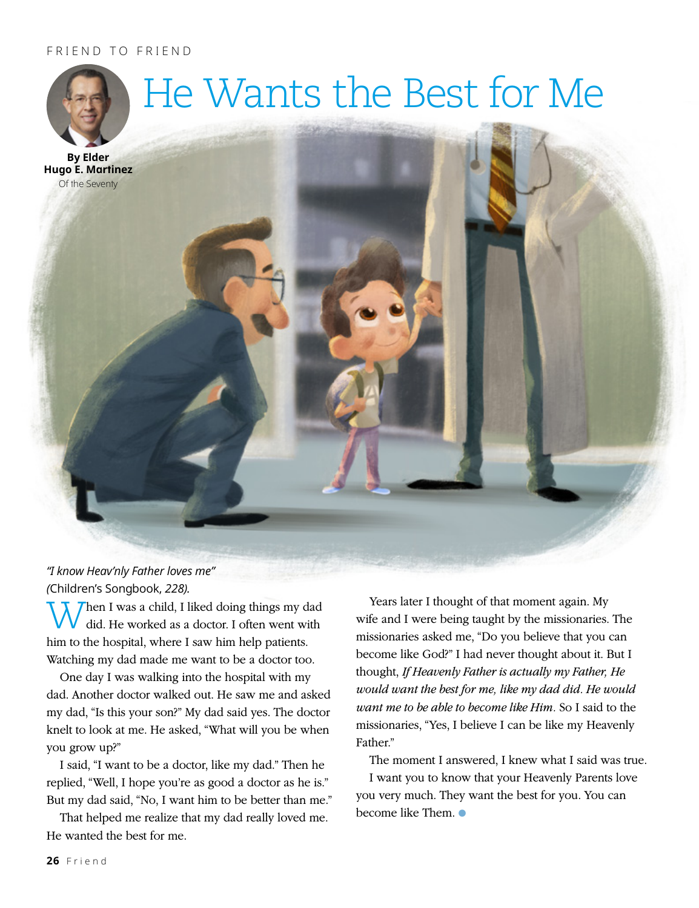FRIEND TO FRIEND

# He Wants the Best for Me

**By Elder Hugo E. Martinez**
Of the Seventy

*"I know Heav'nly Father loves me"* (Children's Songbook, *228).*

When I was a child, I liked doing things my dad did. He worked as a doctor. I often went with him to the hospital, where I saw him help patients. Watching my dad made me want to be a doctor too.

One day I was walking into the hospital with my dad. Another doctor walked out. He saw me and asked my dad, "Is this your son?" My dad said yes. The doctor knelt to look at me. He asked, "What will you be when you grow up?"

I said, "I want to be a doctor, like my dad." Then he replied, "Well, I hope you're as good a doctor as he is." But my dad said, "No, I want him to be better than me."

That helped me realize that my dad really loved me. He wanted the best for me.

Years later I thought of that moment again. My wife and I were being taught by the missionaries. The missionaries asked me, "Do you believe that you can become like God?" I had never thought about it. But I thought, *If Heavenly Father is actually my Father, He would want the best for me, like my dad did. He would want me to be able to become like Him.* So I said to the missionaries, "Yes, I believe I can be like my Heavenly Father."

The moment I answered, I knew what I said was true.

I want you to know that your Heavenly Parents love you very much. They want the best for you. You can become like Them.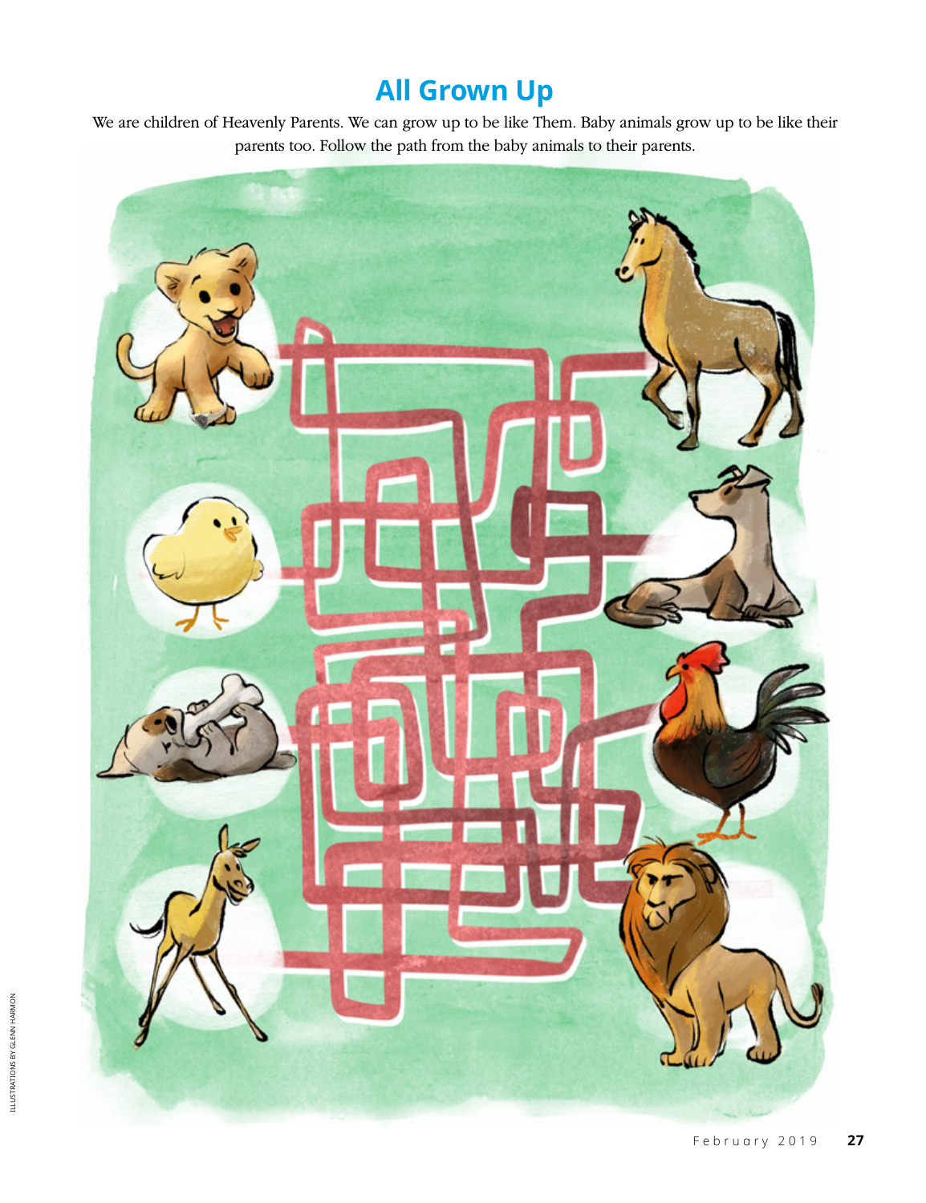# All Grown Up

We are children of Heavenly Parents. We can grow up to be like Them. Baby animals grow up to be like their parents too. Follow the path from the baby animals to their parents.

ILLUSTRATIONS BY GLENN HARMON